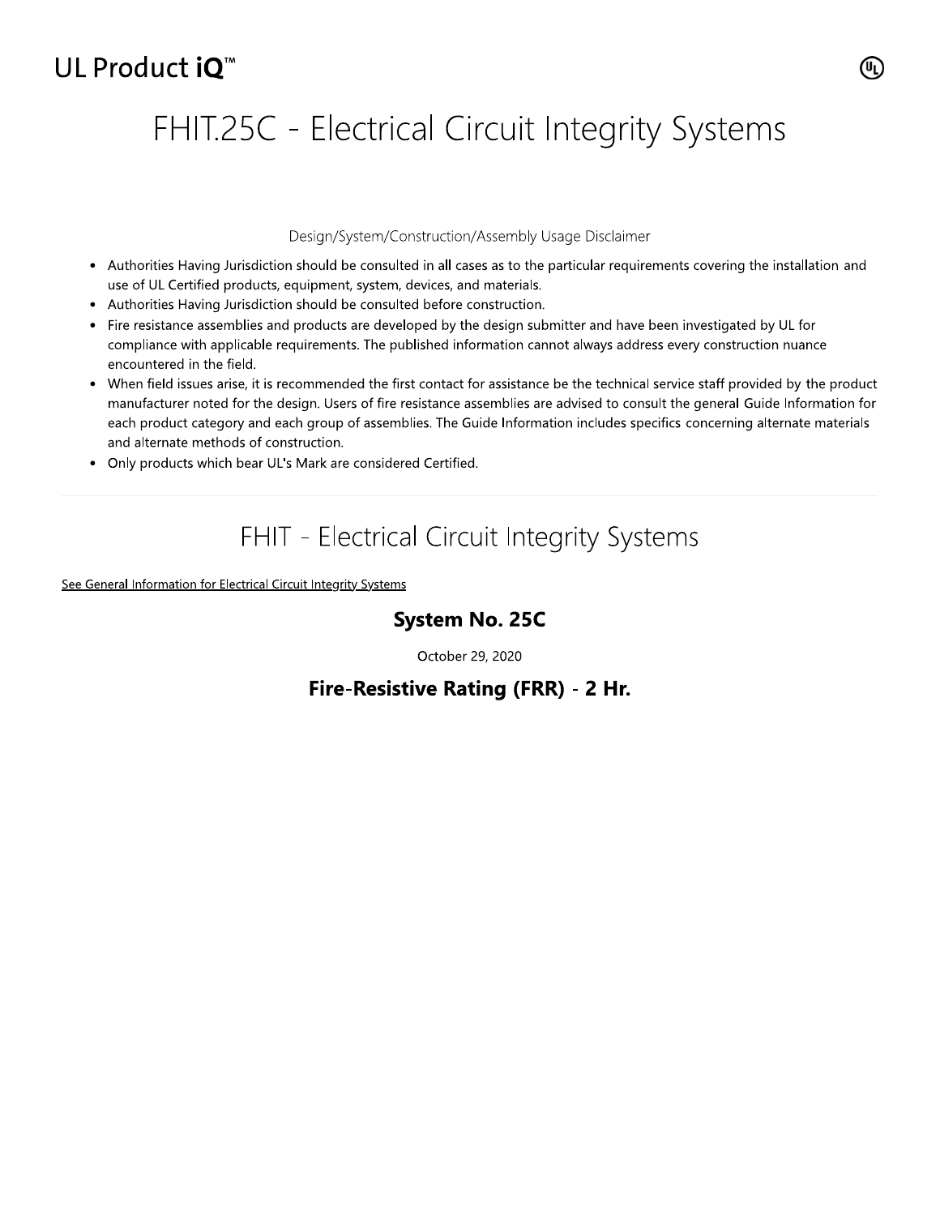UL Product iQ™

# FHIT.25C - Electrical Circuit Integrity Systems

Design/System/Construction/Assembly Usage Disclaimer

- Authorities Having Jurisdiction should be consulted in all cases as to the particular requirements covering the installation and use of UL Certified products, equipment, system, devices, and materials.
- Authorities Having Jurisdiction should be consulted before construction.
- Fire resistance assemblies and products are developed by the design submitter and have been investigated by UL for compliance with applicable requirements. The published information cannot always address every construction nuance encountered in the field.
- When field issues arise, it is recommended the first contact for assistance be the technical service staff provided by the product manufacturer noted for the design. Users of fire resistance assemblies are advised to consult the general Guide Information for each product category and each group of assemblies. The Guide Information includes specifics concerning alternate materials and alternate methods of construction.
- Only products which bear UL's Mark are considered Certified.

## FHIT - Electrical Circuit Integrity Systems

See General Information for Electrical Circuit Integrity Systems

### System No. 25C

October 29, 2020

### Fire-Resistive Rating (FRR) - 2 Hr.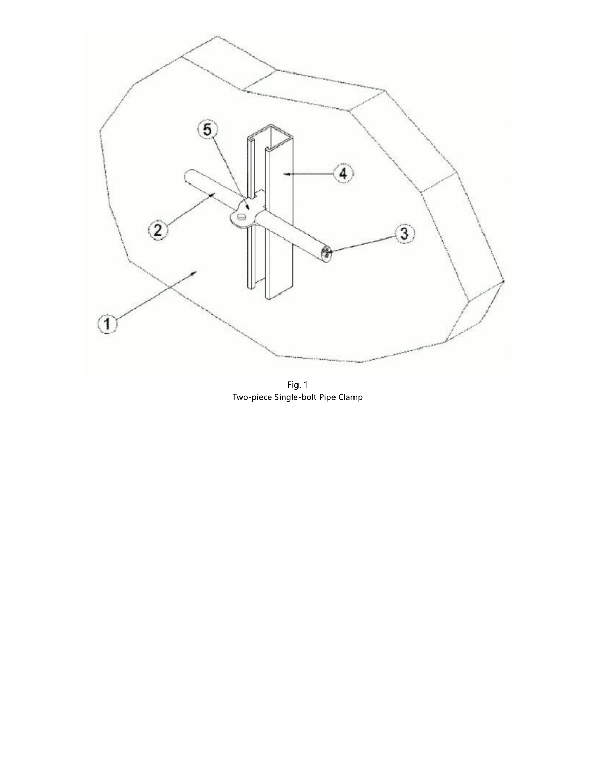Fig. 1
Two-piece Single-bolt Pipe Clamp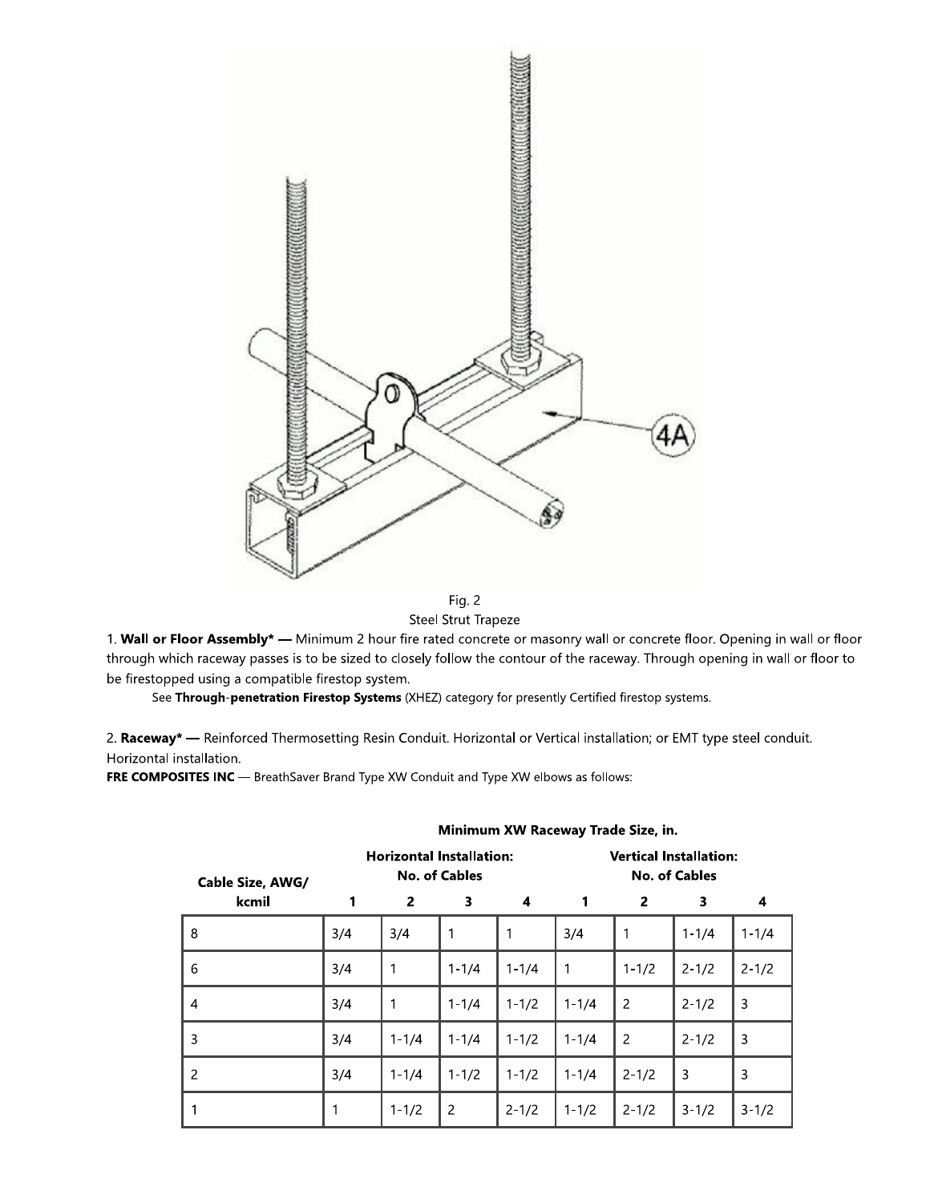Fig. 2

Steel Strut Trapeze

1. **Wall or Floor Assembly*** — Minimum 2 hour fire rated concrete or masonry wall or concrete floor. Opening in wall or floor through which raceway passes is to be sized to closely follow the contour of the raceway. Through opening in wall or floor to be firestopped using a compatible firestop system.

   See **Through-penetration Firestop Systems** (XHEZ) category for presently Certified firestop systems.

2. **Raceway*** — Reinforced Thermosetting Resin Conduit. Horizontal or Vertical installation; or EMT type steel conduit. Horizontal installation.

**FRE COMPOSITES INC** — BreathSaver Brand Type XW Conduit and Type XW elbows as follows:

| | Minimum XW Raceway Trade Size, in. | | | | | | | |
|---|---|---|---|---|---|---|---|---|
| Cable Size, AWG/ kcmil | Horizontal Installation: No. of Cables | | | | Vertical Installation: No. of Cables | | | |
| | 1 | 2 | 3 | 4 | 1 | 2 | 3 | 4 |
| 8 | 3/4 | 3/4 | 1 | 1 | 3/4 | 1 | 1-1/4 | 1-1/4 |
| 6 | 3/4 | 1 | 1-1/4 | 1-1/4 | 1 | 1-1/2 | 2-1/2 | 2-1/2 |
| 4 | 3/4 | 1 | 1-1/4 | 1-1/2 | 1-1/4 | 2 | 2-1/2 | 3 |
| 3 | 3/4 | 1-1/4 | 1-1/4 | 1-1/2 | 1-1/4 | 2 | 2-1/2 | 3 |
| 2 | 3/4 | 1-1/4 | 1-1/2 | 1-1/2 | 1-1/4 | 2-1/2 | 3 | 3 |
| 1 | 1 | 1-1/2 | 2 | 2-1/2 | 1-1/2 | 2-1/2 | 3-1/2 | 3-1/2 |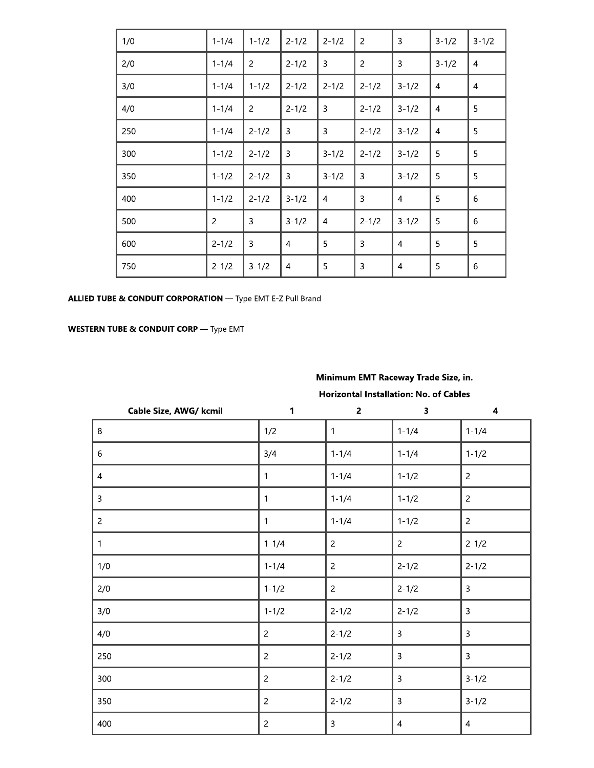| | | | | | | | | |
|---|---|---|---|---|---|---|---|---|
| 1/0 | 1-1/4 | 1-1/2 | 2-1/2 | 2-1/2 | 2 | 3 | 3-1/2 | 3-1/2 |
| 2/0 | 1-1/4 | 2 | 2-1/2 | 3 | 2 | 3 | 3-1/2 | 4 |
| 3/0 | 1-1/4 | 1-1/2 | 2-1/2 | 2-1/2 | 2-1/2 | 3-1/2 | 4 | 4 |
| 4/0 | 1-1/4 | 2 | 2-1/2 | 3 | 2-1/2 | 3-1/2 | 4 | 5 |
| 250 | 1-1/4 | 2-1/2 | 3 | 3 | 2-1/2 | 3-1/2 | 4 | 5 |
| 300 | 1-1/2 | 2-1/2 | 3 | 3-1/2 | 2-1/2 | 3-1/2 | 5 | 5 |
| 350 | 1-1/2 | 2-1/2 | 3 | 3-1/2 | 3 | 3-1/2 | 5 | 5 |
| 400 | 1-1/2 | 2-1/2 | 3-1/2 | 4 | 3 | 4 | 5 | 6 |
| 500 | 2 | 3 | 3-1/2 | 4 | 2-1/2 | 3-1/2 | 5 | 6 |
| 600 | 2-1/2 | 3 | 4 | 5 | 3 | 4 | 5 | 5 |
| 750 | 2-1/2 | 3-1/2 | 4 | 5 | 3 | 4 | 5 | 6 |

**ALLIED TUBE & CONDUIT CORPORATION** — Type EMT E-Z Pull Brand

**WESTERN TUBE & CONDUIT CORP** — Type EMT

| | Minimum EMT Raceway Trade Size, in. | | | |
|---|---|---|---|---|
| | Horizontal Installation: No. of Cables | | | |
| Cable Size, AWG/ kcmil | 1 | 2 | 3 | 4 |
| 8 | 1/2 | 1 | 1-1/4 | 1-1/4 |
| 6 | 3/4 | 1-1/4 | 1-1/4 | 1-1/2 |
| 4 | 1 | 1-1/4 | 1-1/2 | 2 |
| 3 | 1 | 1-1/4 | 1-1/2 | 2 |
| 2 | 1 | 1-1/4 | 1-1/2 | 2 |
| 1 | 1-1/4 | 2 | 2 | 2-1/2 |
| 1/0 | 1-1/4 | 2 | 2-1/2 | 2-1/2 |
| 2/0 | 1-1/2 | 2 | 2-1/2 | 3 |
| 3/0 | 1-1/2 | 2-1/2 | 2-1/2 | 3 |
| 4/0 | 2 | 2-1/2 | 3 | 3 |
| 250 | 2 | 2-1/2 | 3 | 3 |
| 300 | 2 | 2-1/2 | 3 | 3-1/2 |
| 350 | 2 | 2-1/2 | 3 | 3-1/2 |
| 400 | 2 | 3 | 4 | 4 |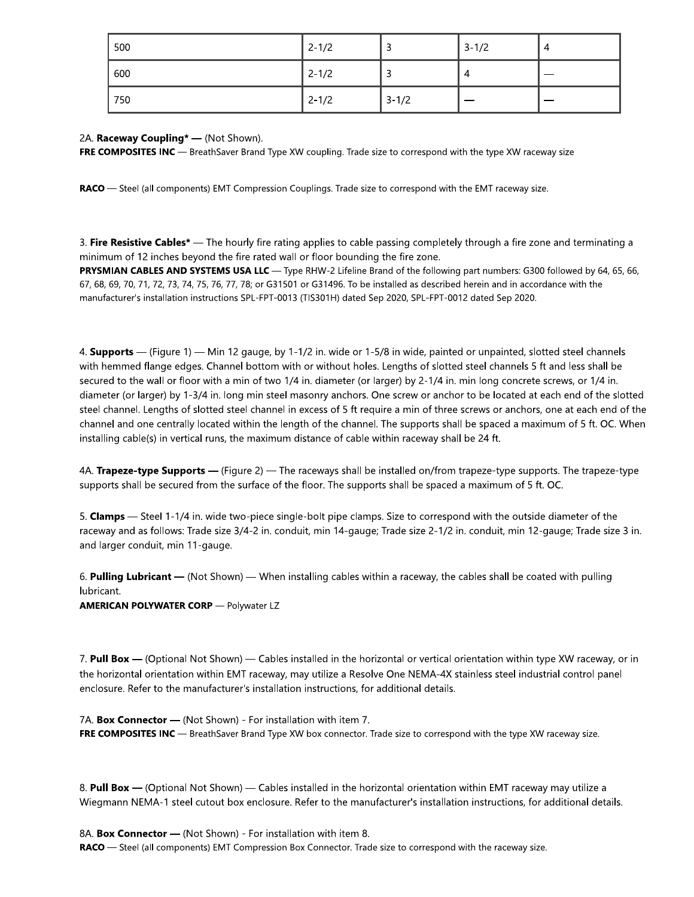| 500 | 2-1/2 | 3 | 3-1/2 | 4 |
|---|---|---|---|---|
| 600 | 2-1/2 | 3 | 4 | — |
| 750 | 2-1/2 | 3-1/2 | — | — |

2A. **Raceway Coupling* —** (Not Shown).
**FRE COMPOSITES INC** — BreathSaver Brand Type XW coupling. Trade size to correspond with the type XW raceway size

**RACO** — Steel (all components) EMT Compression Couplings. Trade size to correspond with the EMT raceway size.

3. **Fire Resistive Cables*** — The hourly fire rating applies to cable passing completely through a fire zone and terminating a minimum of 12 inches beyond the fire rated wall or floor bounding the fire zone.
**PRYSMIAN CABLES AND SYSTEMS USA LLC** — Type RHW-2 Lifeline Brand of the following part numbers: G300 followed by 64, 65, 66, 67, 68, 69, 70, 71, 72, 73, 74, 75, 76, 77, 78; or G31501 or G31496. To be installed as described herein and in accordance with the manufacturer's installation instructions SPL-FPT-0013 (TIS301H) dated Sep 2020, SPL-FPT-0012 dated Sep 2020.

4. **Supports** — (Figure 1) — Min 12 gauge, by 1-1/2 in. wide or 1-5/8 in wide, painted or unpainted, slotted steel channels with hemmed flange edges. Channel bottom with or without holes. Lengths of slotted steel channels 5 ft and less shall be secured to the wall or floor with a min of two 1/4 in. diameter (or larger) by 2-1/4 in. min long concrete screws, or 1/4 in. diameter (or larger) by 1-3/4 in. long min steel masonry anchors. One screw or anchor to be located at each end of the slotted steel channel. Lengths of slotted steel channel in excess of 5 ft require a min of three screws or anchors, one at each end of the channel and one centrally located within the length of the channel. The supports shall be spaced a maximum of 5 ft. OC. When installing cable(s) in vertical runs, the maximum distance of cable within raceway shall be 24 ft.

4A. **Trapeze-type Supports —** (Figure 2) — The raceways shall be installed on/from trapeze-type supports. The trapeze-type supports shall be secured from the surface of the floor. The supports shall be spaced a maximum of 5 ft. OC.

5. **Clamps** — Steel 1-1/4 in. wide two-piece single-bolt pipe clamps. Size to correspond with the outside diameter of the raceway and as follows: Trade size 3/4-2 in. conduit, min 14-gauge; Trade size 2-1/2 in. conduit, min 12-gauge; Trade size 3 in. and larger conduit, min 11-gauge.

6. **Pulling Lubricant —** (Not Shown) — When installing cables within a raceway, the cables shall be coated with pulling lubricant.
**AMERICAN POLYWATER CORP** — Polywater LZ

7. **Pull Box —** (Optional Not Shown) — Cables installed in the horizontal or vertical orientation within type XW raceway, or in the horizontal orientation within EMT raceway, may utilize a Resolve One NEMA-4X stainless steel industrial control panel enclosure. Refer to the manufacturer's installation instructions, for additional details.

7A. **Box Connector —** (Not Shown) - For installation with item 7.
**FRE COMPOSITES INC** — BreathSaver Brand Type XW box connector. Trade size to correspond with the type XW raceway size.

8. **Pull Box —** (Optional Not Shown) — Cables installed in the horizontal orientation within EMT raceway may utilize a Wiegmann NEMA-1 steel cutout box enclosure. Refer to the manufacturer's installation instructions, for additional details.

8A. **Box Connector —** (Not Shown) - For installation with item 8.
**RACO** — Steel (all components) EMT Compression Box Connector. Trade size to correspond with the raceway size.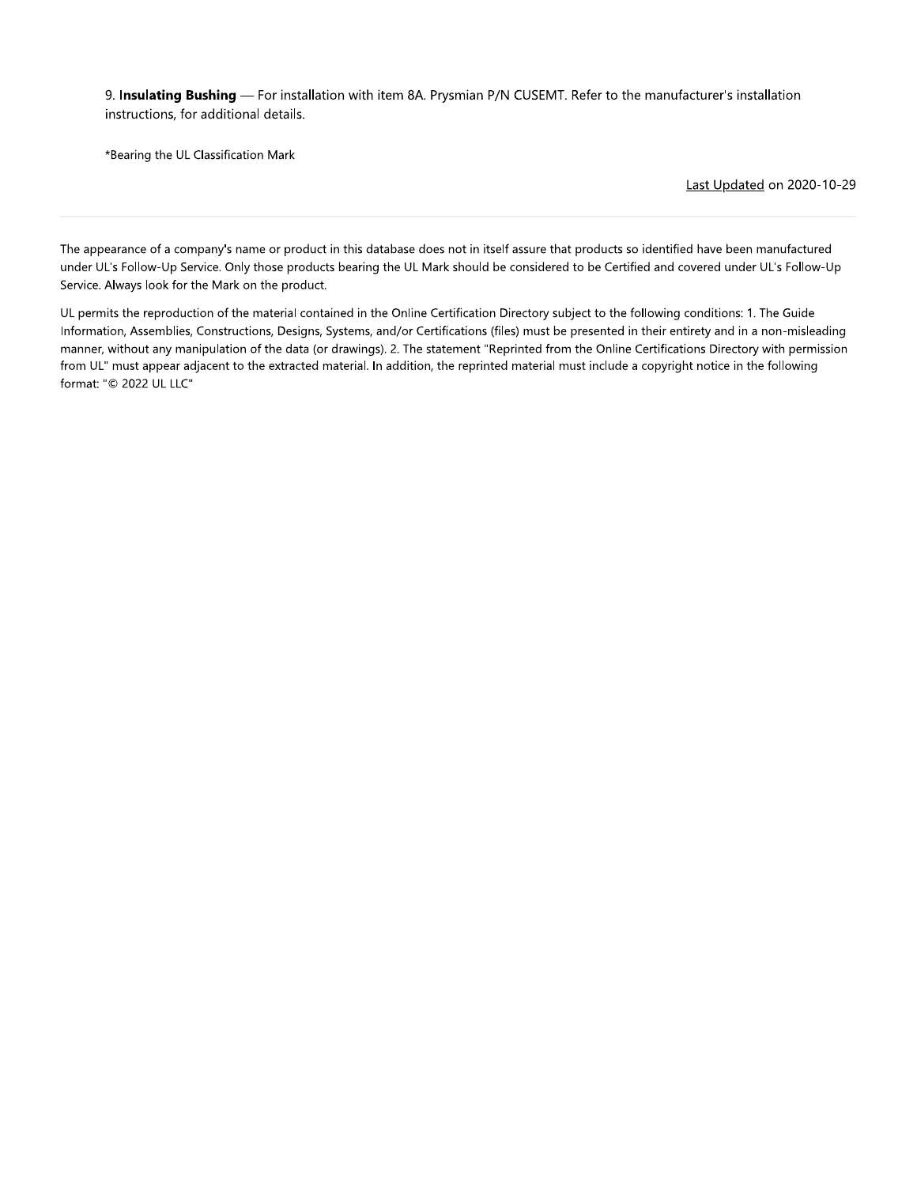9. **Insulating Bushing** — For installation with item 8A. Prysmian P/N CUSEMT. Refer to the manufacturer's installation instructions, for additional details.

*Bearing the UL Classification Mark

Last Updated on 2020-10-29

---

The appearance of a company's name or product in this database does not in itself assure that products so identified have been manufactured under UL's Follow-Up Service. Only those products bearing the UL Mark should be considered to be Certified and covered under UL's Follow-Up Service. Always look for the Mark on the product.

UL permits the reproduction of the material contained in the Online Certification Directory subject to the following conditions: 1. The Guide Information, Assemblies, Constructions, Designs, Systems, and/or Certifications (files) must be presented in their entirety and in a non-misleading manner, without any manipulation of the data (or drawings). 2. The statement "Reprinted from the Online Certifications Directory with permission from UL" must appear adjacent to the extracted material. In addition, the reprinted material must include a copyright notice in the following format: "© 2022 UL LLC"